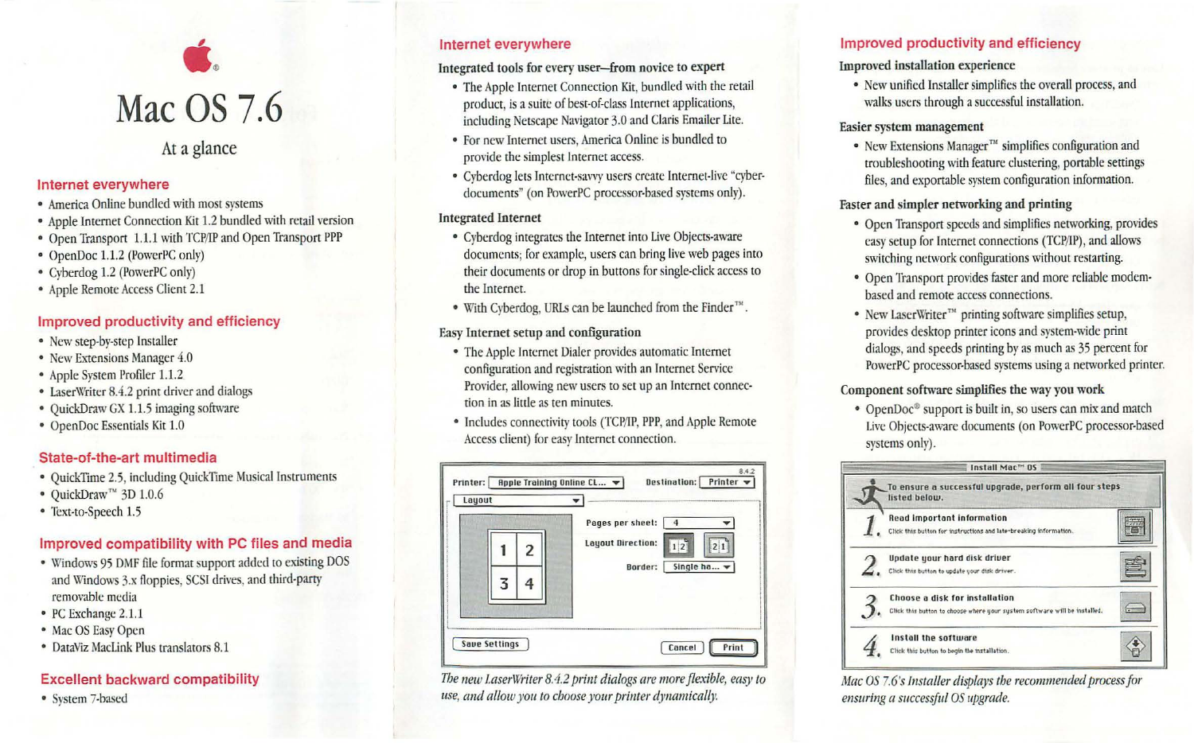# Mac OS 7.6

At a glance

## Internet everywhere

- America Online bundled with most systems
- Apple Internet Connection Kit 1.2 bundled with retail version
- Open Transport 1.1.1 with TCP/IP and Open Transport PPP
- OpenDoc 1.1.2 (PowerPC only)
- Cyberdog 1.2 (PowerPC only)
- Apple Remote Access Client 2.1

## Improved productivity and efficiency

- New step-by-step Installer
- New Extensions Manager 4.0
- Apple System Profiler 1.1.2
- LaserWriter 8.4.2 print driver and dialogs
- QuickDraw GX 1.1.5 imaging software
- OpenDoc Essentials Kit 1.0

## State-of-the-art multimedia

- QuickTime 2.5, including QuickTime Musical Instruments
- QuickDraw™ 3D 1.0.6
- Text-to-Speech 1.5

## Improved compatibility with PC files and media

- Windows 95 DMF file format support added to existing DOS and Windows 3.x floppies, SCSI drives, and third-party removable media
- PC Exchange 2.1.1
- Mac OS Easy Open
- DataViz MacLink Plus translators 8.1

## Excellent backward compatibility

- System 7-based

## Internet everywhere

### Integrated tools for every user—from novice to expert

- The Apple Internet Connection Kit, bundled with the retail product, is a suite of best-of-class Internet applications, including Netscape Navigator 3.0 and Claris Emailer Lite.
- For new Internet users, America Online is bundled to provide the simplest Internet access.
- Cyberdog lets Internet-savvy users create Internet-live "cyber-documents" (on PowerPC processor-based systems only).

### Integrated Internet

- Cyberdog integrates the Internet into Live Objects-aware documents; for example, users can bring live web pages into their documents or drop in buttons for single-click access to the Internet.
- With Cyberdog, URLs can be launched from the Finder™.

### Easy Internet setup and configuration

- The Apple Internet Dialer provides automatic Internet configuration and registration with an Internet Service Provider, allowing new users to set up an Internet connection in as little as ten minutes.
- Includes connectivity tools (TCP/IP, PPP, and Apple Remote Access client) for easy Internet connection.

*The new LaserWriter 8.4.2 print dialogs are more flexible, easy to use, and allow you to choose your printer dynamically.*

## Improved productivity and efficiency

### Improved installation experience

- New unified Installer simplifies the overall process, and walks users through a successful installation.

### Easier system management

- New Extensions Manager™ simplifies configuration and troubleshooting with feature clustering, portable settings files, and exportable system configuration information.

### Faster and simpler networking and printing

- Open Transport speeds and simplifies networking, provides easy setup for Internet connections (TCP/IP), and allows switching network configurations without restarting.
- Open Transport provides faster and more reliable modem-based and remote access connections.
- New LaserWriter™ printing software simplifies setup, provides desktop printer icons and system-wide print dialogs, and speeds printing by as much as 35 percent for PowerPC processor-based systems using a networked printer.

### Component software simplifies the way you work

- OpenDoc® support is built in, so users can mix and match Live Objects-aware documents (on PowerPC processor-based systems only).

*Mac OS 7.6's Installer displays the recommended process for ensuring a successful OS upgrade.*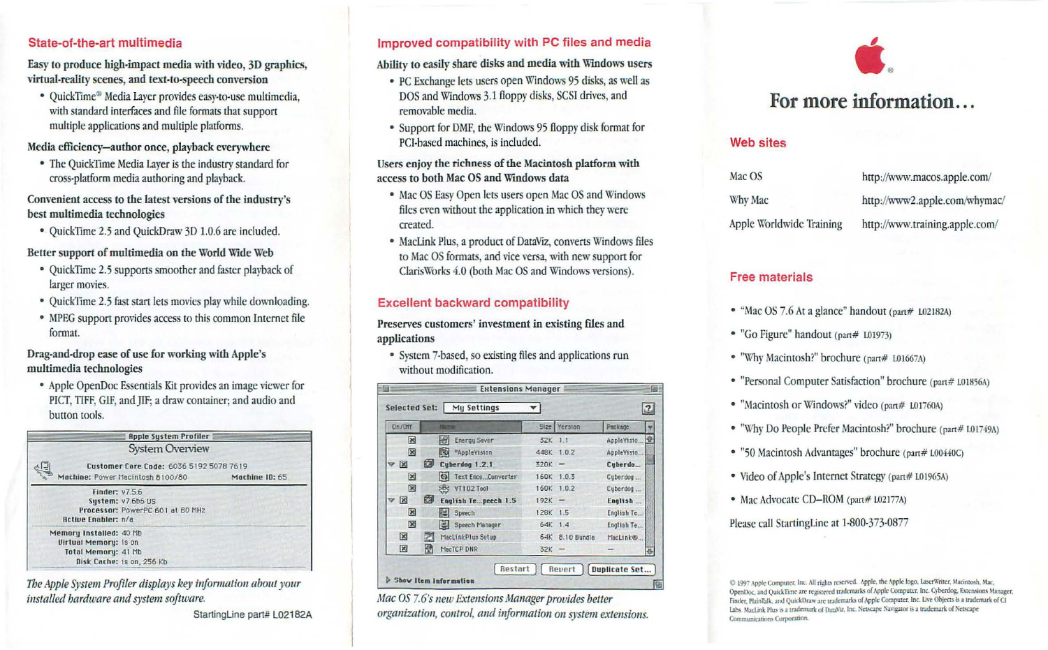## State-of-the-art multimedia

**Easy to produce high-impact media with video, 3D graphics, virtual-reality scenes, and text-to-speech conversion**

- QuickTime® Media Layer provides easy-to-use multimedia, with standard interfaces and file formats that support multiple applications and multiple platforms.

**Media efficiency–author once, playback everywhere**

- The QuickTime Media Layer is the industry standard for cross-platform media authoring and playback.

**Convenient access to the latest versions of the industry's best multimedia technologies**

- QuickTime 2.5 and QuickDraw 3D 1.0.6 are included.

**Better support of multimedia on the World Wide Web**

- QuickTime 2.5 supports smoother and faster playback of larger movies.
- QuickTime 2.5 fast start lets movies play while downloading.
- MPEG support provides access to this common Internet file format.

**Drag-and-drop ease of use for working with Apple's multimedia technologies**

- Apple OpenDoc Essentials Kit provides an image viewer for PICT, TIFF, GIF, and JIF; a draw container; and audio and button tools.

Apple System Profiler

System Overview

Customer Care Code: 6036 5192 5078 7619
Machine: Power Macintosh 8100/80 Machine ID: 65

Finder: v7.5.6
System: v7.6b5 US
Processor: PowerPC 601 at 80 MHz
Active Enabler: n/a

Memory Installed: 40 Mb
Virtual Memory: is on
Total Memory: 41 Mb
Disk Cache: is on, 256 Kb

*The Apple System Profiler displays key information about your installed hardware and system software.*

StartingLine part# L02182A

## Improved compatibility with PC files and media

**Ability to easily share disks and media with Windows users**

- PC Exchange lets users open Windows 95 disks, as well as DOS and Windows 3.1 floppy disks, SCSI drives, and removable media.
- Support for DMF, the Windows 95 floppy disk format for PCI-based machines, is included.

**Users enjoy the richness of the Macintosh platform with access to both Mac OS and Windows data**

- Mac OS Easy Open lets users open Mac OS and Windows files even without the application in which they were created.
- MacLink Plus, a product of DataViz, converts Windows files to Mac OS formats, and vice versa, with new support for ClarisWorks 4.0 (both Mac OS and Windows versions).

## Excellent backward compatibility

**Preserves customers' investment in existing files and applications**

- System 7-based, so existing files and applications run without modification.

Extensions Manager

Selected Set: My Settings

| On/Off | Name | Size | Version | Package |
|---|---|---|---|---|
| ☒ | Energy Saver | 32K | 1.1 | AppleVisio... |
| ☒ | •AppleVision | 448K | 1.0.2 | AppleVisio... |
| ☒ | Cyberdog 1.2.1 | 320K | – | Cyberdo... |
| ☒ | Text Enco...Converter | 160K | 1.0.3 | Cyberdog ... |
| ☒ | VT102 Tool | 160K | 1.0.2 | Cyberdog ... |
| ☒ | English Te...peech 1.5 | 192K | – | English ... |
| ☒ | Speech | 128K | 1.5 | English Te... |
| ☒ | Speech Manager | 64K | 1.4 | English Te... |
| ☒ | MacLinkPlus Setup | 64K | 8.10 Bundle | MacLink®... |
| ☒ | MacTCP DNR | 32K | – | – |

Restart | Revert | Duplicate Set...

Show Item Information

*Mac OS 7.6's new Extensions Manager provides better organization, control, and information on system extensions.*

# For more information...

## Web sites

| | |
|---|---|
| Mac OS | http://www.macos.apple.com/ |
| Why Mac | http://www2.apple.com/whymac/ |
| Apple Worldwide Training | http://www.training.apple.com/ |

## Free materials

- "Mac OS 7.6 At a glance" handout (part# L02182A)
- "Go Figure" handout (part# L01973)
- "Why Macintosh?" brochure (part# L01667A)
- "Personal Computer Satisfaction" brochure (part# L01856A)
- "Macintosh or Windows?" video (part# L01760A)
- "Why Do People Prefer Macintosh?" brochure (part# L01749A)
- "50 Macintosh Advantages" brochure (part# L00440C)
- Video of Apple's Internet Strategy (part# L01965A)
- Mac Advocate CD-ROM (part# L02177A)

Please call StartingLine at 1-800-373-0877

© 1997 Apple Computer, Inc. All rights reserved. Apple, the Apple logo, LaserWriter, Macintosh, Mac, OpenDoc, and QuickTime are registered trademarks of Apple Computer, Inc. Cyberdog, Extensions Manager, Finder, PlainTalk, and QuickDraw are trademarks of Apple Computer, Inc. Live Objects is a trademark of CI Labs. MacLink Plus is a trademark of DataViz, Inc. Netscape Navigator is a trademark of Netscape Communications Corporation.